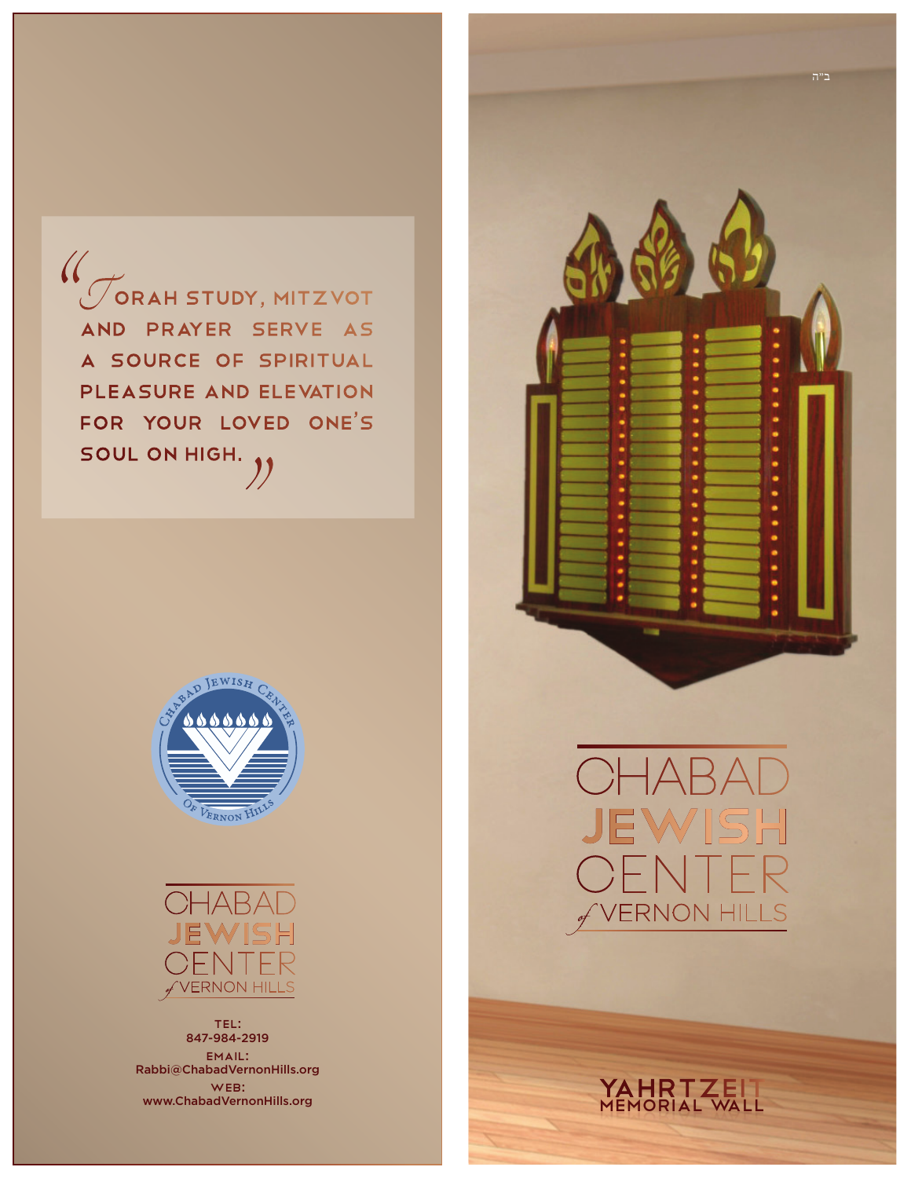> "Torah study, mitzvot and prayer serve as a source of spiritual pleasure and elevation for your loved one's soul on high."

CHABAD JEWISH CENTER *of* VERNON HILLS

TEL:
847-984-2919

EMAIL:
Rabbi@ChabadVernonHills.org

WEB:
www.ChabadVernonHills.org

ב"ה

# CHABAD JEWISH CENTER *of* VERNON HILLS

## YAHRTZEIT MEMORIAL WALL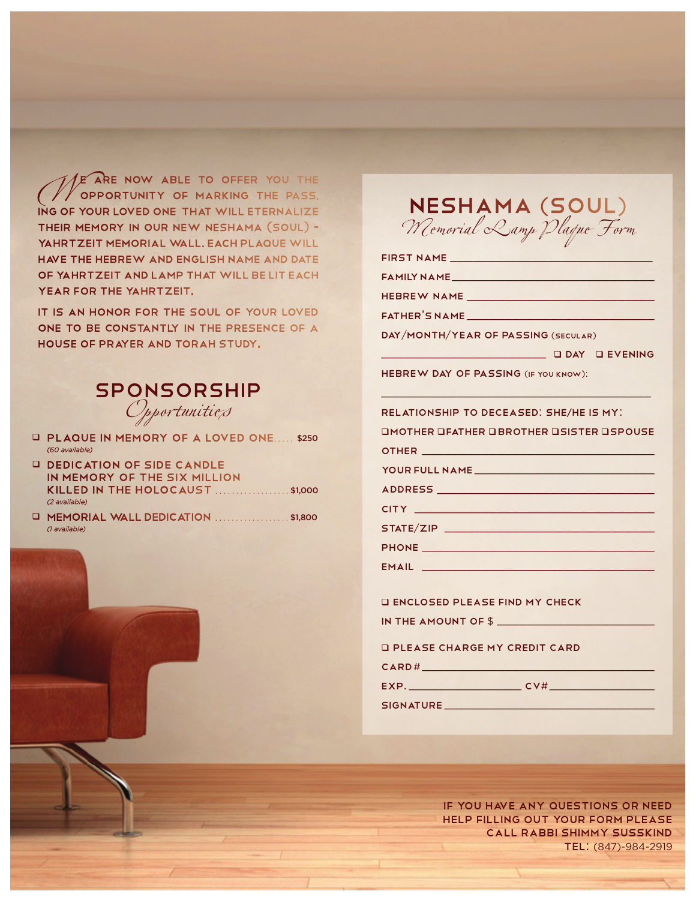We are now able to offer you the opportunity of marking the passing of your loved one that will eternalize their memory in our new Neshama (Soul) - Yahrtzeit Memorial Wall. Each plaque will have the Hebrew and English name and date of yahrtzeit and lamp that will be lit each year for the yahrtzeit.

It is an honor for the soul of your loved one to be constantly in the presence of a house of prayer and Torah study.

## SPONSORSHIP *Opportunities*

- ❑ **PLAQUE IN MEMORY OF A LOVED ONE** ..... $250
  *(60 available)*
- ❑ **DEDICATION OF SIDE CANDLE IN MEMORY OF THE SIX MILLION KILLED IN THE HOLOCAUST** .................. $1,000
  *(2 available)*
- ❑ **MEMORIAL WALL DEDICATION** .................. $1,800
  *(1 available)*

# NESHAMA (SOUL)
## *Memorial Lamp Plaque Form*

FIRST NAME ______________________________

FAMILY NAME ______________________________

HEBREW NAME ______________________________

FATHER'S NAME ______________________________

DAY/MONTH/YEAR OF PASSING (SECULAR)

______________________ ❑ DAY ❑ EVENING

HEBREW DAY OF PASSING (IF YOU KNOW):

______________________________

RELATIONSHIP TO DECEASED: SHE/HE IS MY:

❑ MOTHER ❑ FATHER ❑ BROTHER ❑ SISTER ❑ SPOUSE

OTHER ______________________________

YOUR FULL NAME ______________________________

ADDRESS ______________________________

CITY ______________________________

STATE/ZIP ______________________________

PHONE ______________________________

EMAIL ______________________________

❑ ENCLOSED PLEASE FIND MY CHECK

IN THE AMOUNT OF $ ______________________

❑ PLEASE CHARGE MY CREDIT CARD

CARD# ______________________________

EXP. ______________ CV# ______________

SIGNATURE ______________________________

IF YOU HAVE ANY QUESTIONS OR NEED HELP FILLING OUT YOUR FORM PLEASE CALL RABBI SHIMMY SUSSKIND

TEL: (847)-984-2919